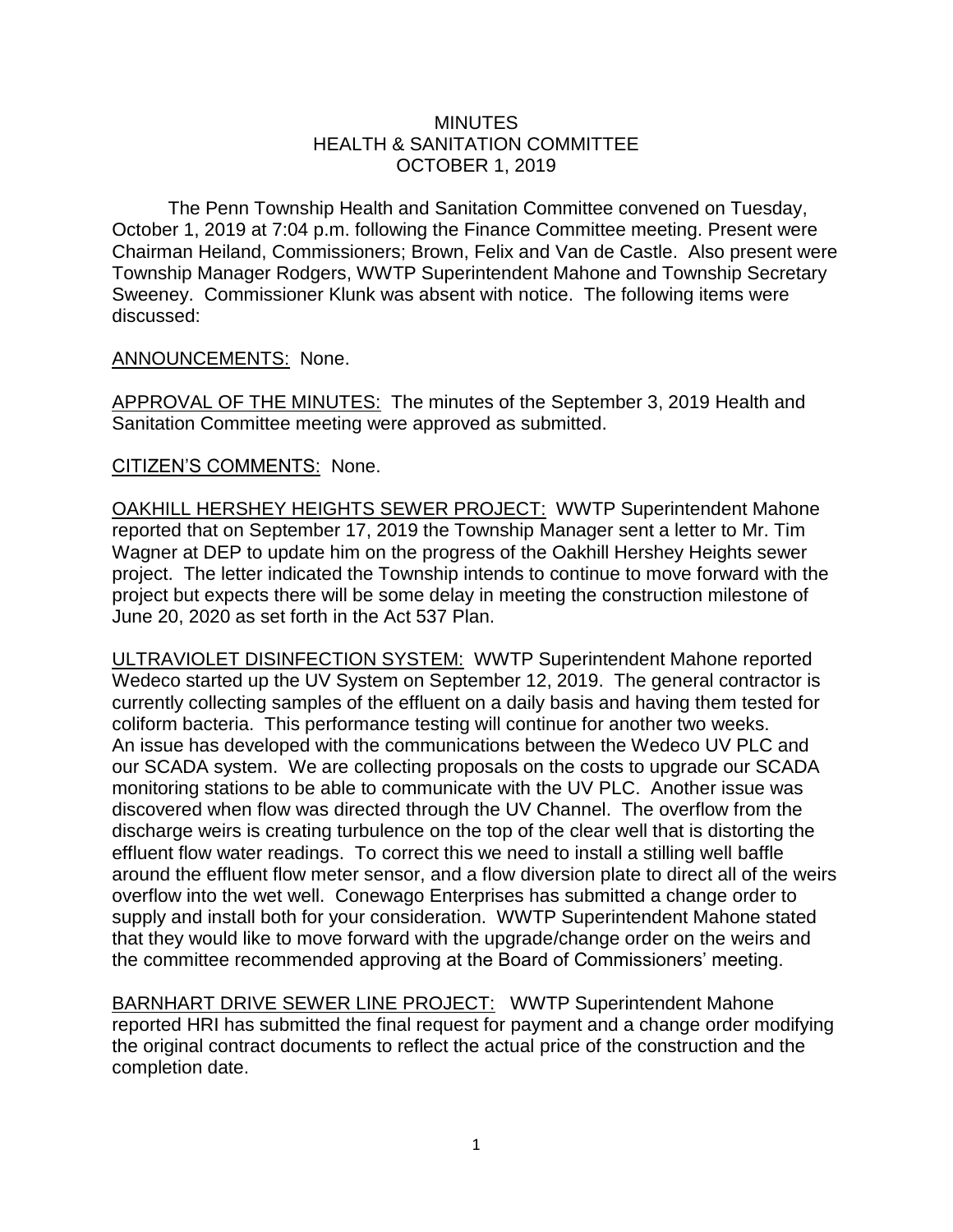# MINUTES
## HEALTH & SANITATION COMMITTEE
## OCTOBER 1, 2019

The Penn Township Health and Sanitation Committee convened on Tuesday, October 1, 2019 at 7:04 p.m. following the Finance Committee meeting. Present were Chairman Heiland, Commissioners; Brown, Felix and Van de Castle. Also present were Township Manager Rodgers, WWTP Superintendent Mahone and Township Secretary Sweeney. Commissioner Klunk was absent with notice. The following items were discussed:

ANNOUNCEMENTS: None.

APPROVAL OF THE MINUTES: The minutes of the September 3, 2019 Health and Sanitation Committee meeting were approved as submitted.

CITIZEN'S COMMENTS: None.

OAKHILL HERSHEY HEIGHTS SEWER PROJECT: WWTP Superintendent Mahone reported that on September 17, 2019 the Township Manager sent a letter to Mr. Tim Wagner at DEP to update him on the progress of the Oakhill Hershey Heights sewer project. The letter indicated the Township intends to continue to move forward with the project but expects there will be some delay in meeting the construction milestone of June 20, 2020 as set forth in the Act 537 Plan.

ULTRAVIOLET DISINFECTION SYSTEM: WWTP Superintendent Mahone reported Wedeco started up the UV System on September 12, 2019. The general contractor is currently collecting samples of the effluent on a daily basis and having them tested for coliform bacteria. This performance testing will continue for another two weeks. An issue has developed with the communications between the Wedeco UV PLC and our SCADA system. We are collecting proposals on the costs to upgrade our SCADA monitoring stations to be able to communicate with the UV PLC. Another issue was discovered when flow was directed through the UV Channel. The overflow from the discharge weirs is creating turbulence on the top of the clear well that is distorting the effluent flow water readings. To correct this we need to install a stilling well baffle around the effluent flow meter sensor, and a flow diversion plate to direct all of the weirs overflow into the wet well. Conewago Enterprises has submitted a change order to supply and install both for your consideration. WWTP Superintendent Mahone stated that they would like to move forward with the upgrade/change order on the weirs and the committee recommended approving at the Board of Commissioners' meeting.

BARNHART DRIVE SEWER LINE PROJECT: WWTP Superintendent Mahone reported HRI has submitted the final request for payment and a change order modifying the original contract documents to reflect the actual price of the construction and the completion date.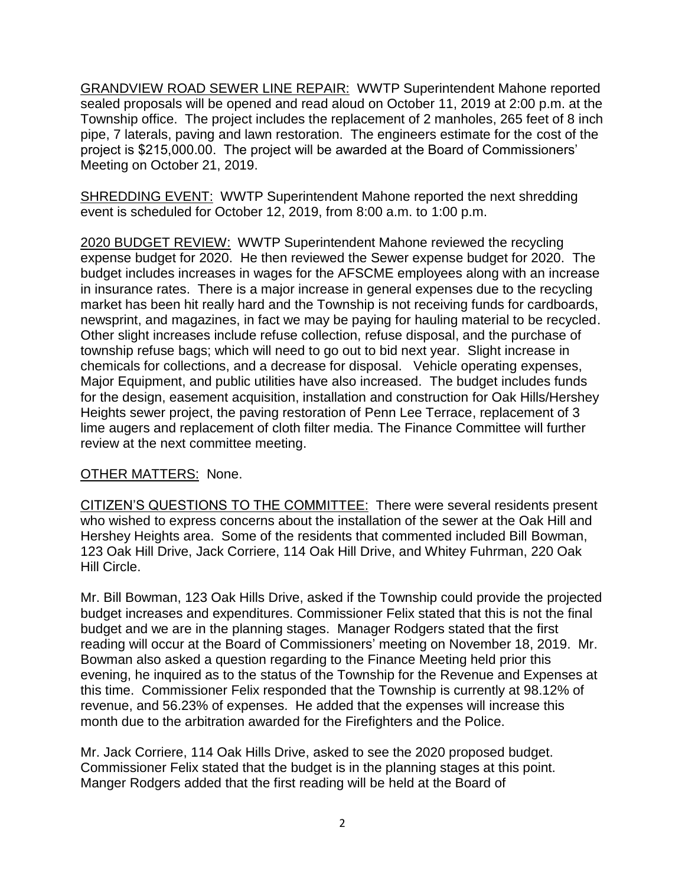<u>GRANDVIEW ROAD SEWER LINE REPAIR:</u> WWTP Superintendent Mahone reported sealed proposals will be opened and read aloud on October 11, 2019 at 2:00 p.m. at the Township office. The project includes the replacement of 2 manholes, 265 feet of 8 inch pipe, 7 laterals, paving and lawn restoration. The engineers estimate for the cost of the project is $215,000.00. The project will be awarded at the Board of Commissioners' Meeting on October 21, 2019.

<u>SHREDDING EVENT:</u> WWTP Superintendent Mahone reported the next shredding event is scheduled for October 12, 2019, from 8:00 a.m. to 1:00 p.m.

<u>2020 BUDGET REVIEW:</u> WWTP Superintendent Mahone reviewed the recycling expense budget for 2020. He then reviewed the Sewer expense budget for 2020. The budget includes increases in wages for the AFSCME employees along with an increase in insurance rates. There is a major increase in general expenses due to the recycling market has been hit really hard and the Township is not receiving funds for cardboards, newsprint, and magazines, in fact we may be paying for hauling material to be recycled. Other slight increases include refuse collection, refuse disposal, and the purchase of township refuse bags; which will need to go out to bid next year. Slight increase in chemicals for collections, and a decrease for disposal. Vehicle operating expenses, Major Equipment, and public utilities have also increased. The budget includes funds for the design, easement acquisition, installation and construction for Oak Hills/Hershey Heights sewer project, the paving restoration of Penn Lee Terrace, replacement of 3 lime augers and replacement of cloth filter media. The Finance Committee will further review at the next committee meeting.

<u>OTHER MATTERS:</u> None.

<u>CITIZEN'S QUESTIONS TO THE COMMITTEE:</u> There were several residents present who wished to express concerns about the installation of the sewer at the Oak Hill and Hershey Heights area. Some of the residents that commented included Bill Bowman, 123 Oak Hill Drive, Jack Corriere, 114 Oak Hill Drive, and Whitey Fuhrman, 220 Oak Hill Circle.

Mr. Bill Bowman, 123 Oak Hills Drive, asked if the Township could provide the projected budget increases and expenditures. Commissioner Felix stated that this is not the final budget and we are in the planning stages. Manager Rodgers stated that the first reading will occur at the Board of Commissioners' meeting on November 18, 2019. Mr. Bowman also asked a question regarding to the Finance Meeting held prior this evening, he inquired as to the status of the Township for the Revenue and Expenses at this time. Commissioner Felix responded that the Township is currently at 98.12% of revenue, and 56.23% of expenses. He added that the expenses will increase this month due to the arbitration awarded for the Firefighters and the Police.

Mr. Jack Corriere, 114 Oak Hills Drive, asked to see the 2020 proposed budget. Commissioner Felix stated that the budget is in the planning stages at this point. Manger Rodgers added that the first reading will be held at the Board of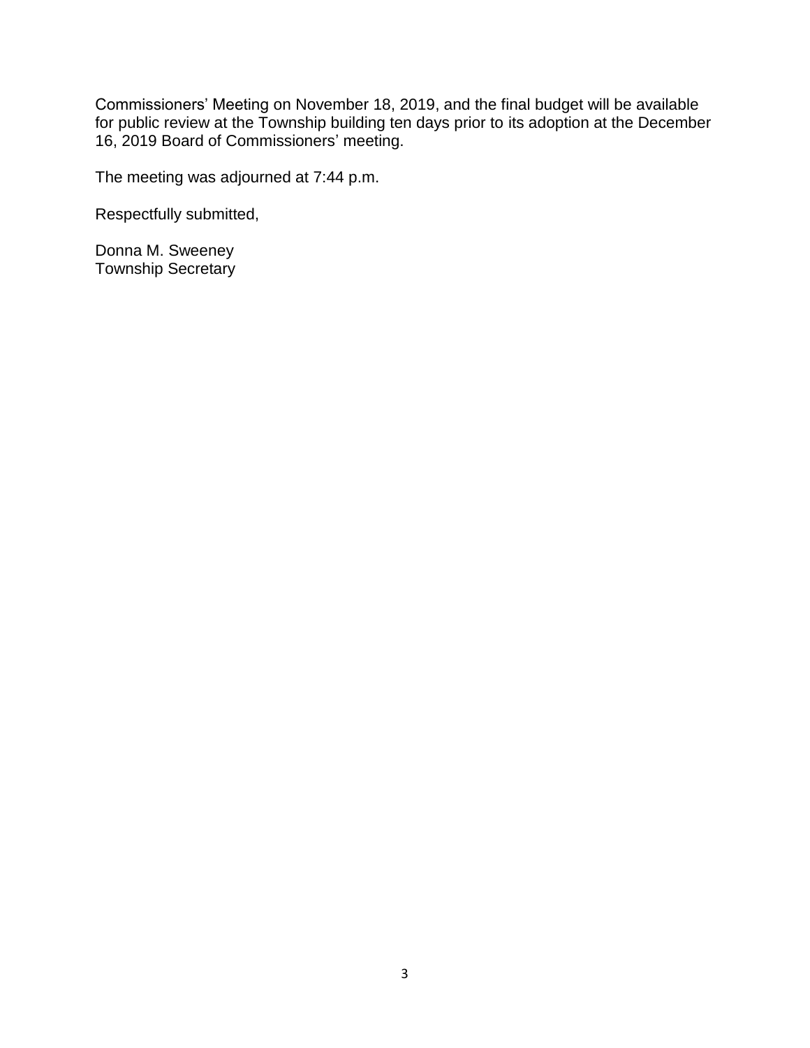Commissioners' Meeting on November 18, 2019, and the final budget will be available for public review at the Township building ten days prior to its adoption at the December 16, 2019 Board of Commissioners' meeting.

The meeting was adjourned at 7:44 p.m.

Respectfully submitted,

Donna M. Sweeney
Township Secretary